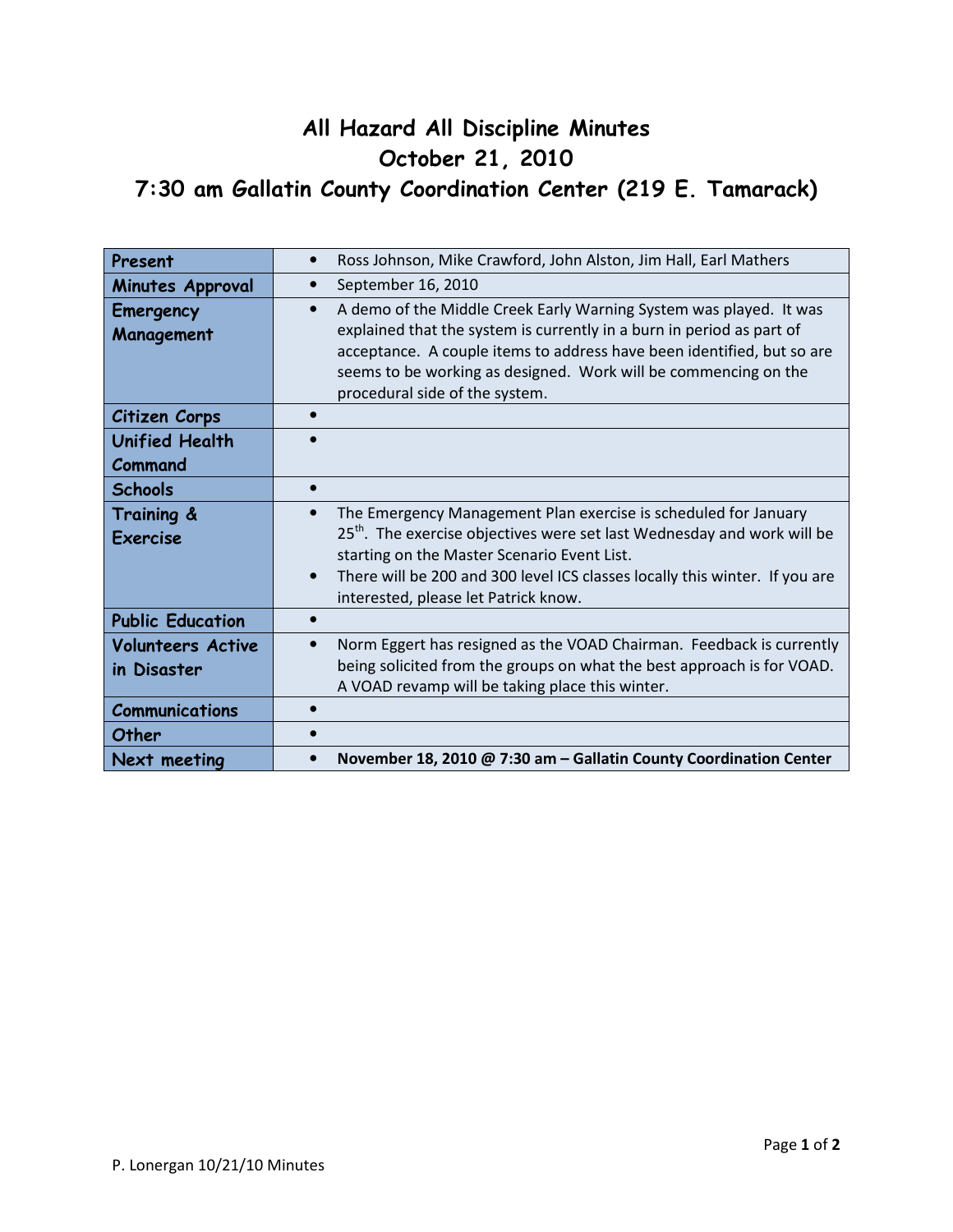# All Hazard All Discipline Minutes
# October 21, 2010
# 7:30 am Gallatin County Coordination Center (219 E. Tamarack)

| | |
|---|---|
| **Present** | • Ross Johnson, Mike Crawford, John Alston, Jim Hall, Earl Mathers |
| **Minutes Approval** | • September 16, 2010 |
| **Emergency Management** | • A demo of the Middle Creek Early Warning System was played. It was explained that the system is currently in a burn in period as part of acceptance. A couple items to address have been identified, but so are seems to be working as designed. Work will be commencing on the procedural side of the system. |
| **Citizen Corps** | • |
| **Unified Health Command** | • |
| **Schools** | • |
| **Training & Exercise** | • The Emergency Management Plan exercise is scheduled for January 25th. The exercise objectives were set last Wednesday and work will be starting on the Master Scenario Event List.<br>• There will be 200 and 300 level ICS classes locally this winter. If you are interested, please let Patrick know. |
| **Public Education** | • |
| **Volunteers Active in Disaster** | • Norm Eggert has resigned as the VOAD Chairman. Feedback is currently being solicited from the groups on what the best approach is for VOAD. A VOAD revamp will be taking place this winter. |
| **Communications** | • |
| **Other** | • |
| **Next meeting** | • **November 18, 2010 @ 7:30 am – Gallatin County Coordination Center** |

P. Lonergan 10/21/10 Minutes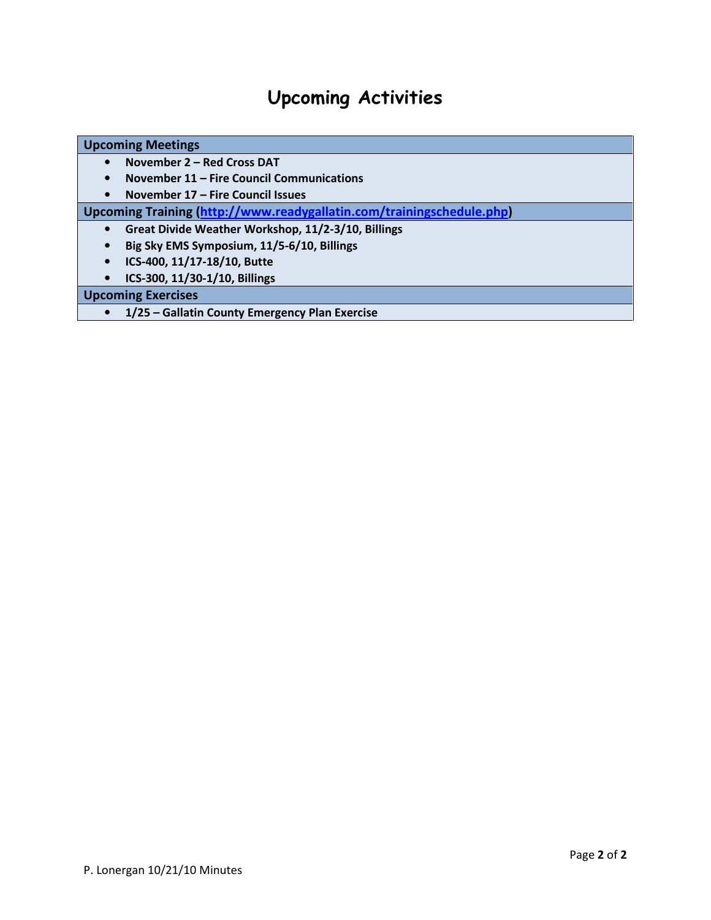# Upcoming Activities

**Upcoming Meetings**

- **November 2 – Red Cross DAT**
- **November 11 – Fire Council Communications**
- **November 17 – Fire Council Issues**

**Upcoming Training (http://www.readygallatin.com/trainingschedule.php)**

- **Great Divide Weather Workshop, 11/2-3/10, Billings**
- **Big Sky EMS Symposium, 11/5-6/10, Billings**
- **ICS-400, 11/17-18/10, Butte**
- **ICS-300, 11/30-1/10, Billings**

**Upcoming Exercises**

- **1/25 – Gallatin County Emergency Plan Exercise**